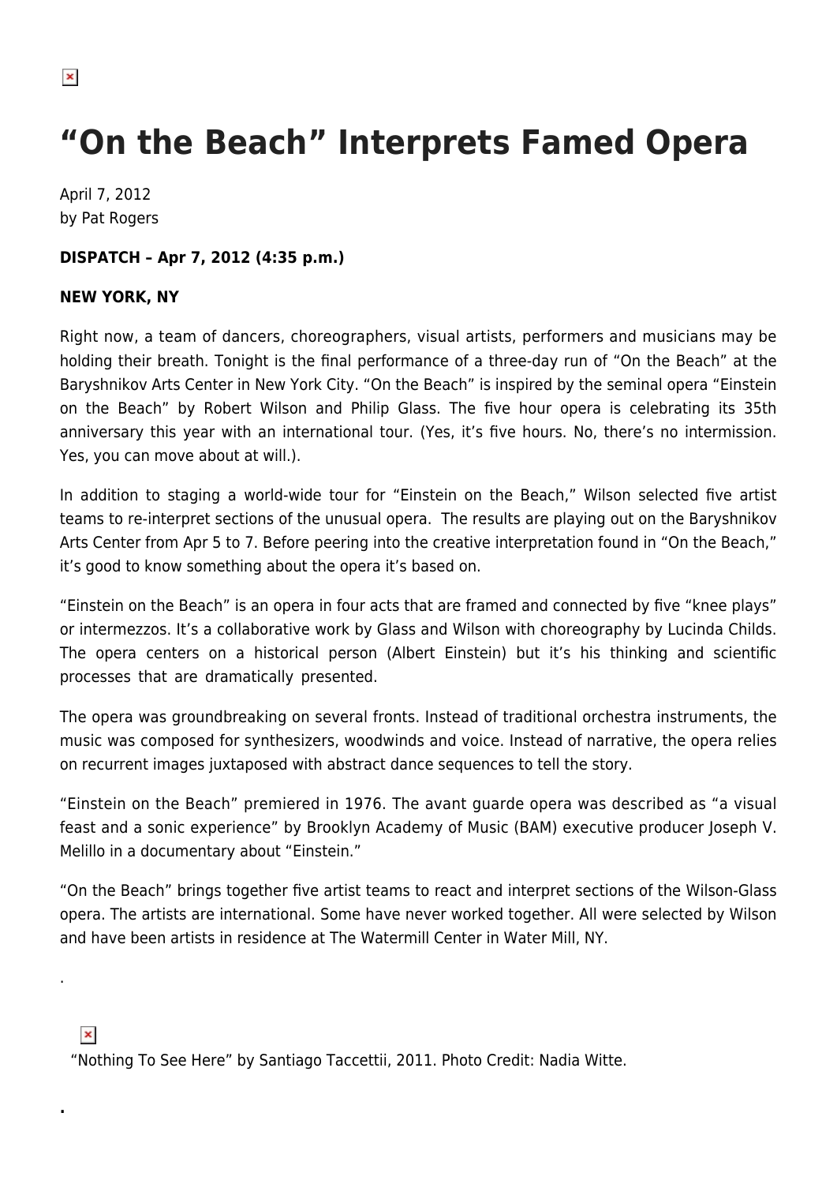# "On the Beach" Interprets Famed Opera

April 7, 2012
by Pat Rogers

**DISPATCH – Apr 7, 2012 (4:35 p.m.)**

**NEW YORK, NY**

Right now, a team of dancers, choreographers, visual artists, performers and musicians may be holding their breath. Tonight is the final performance of a three-day run of "On the Beach" at the Baryshnikov Arts Center in New York City. "On the Beach" is inspired by the seminal opera "Einstein on the Beach" by Robert Wilson and Philip Glass. The five hour opera is celebrating its 35th anniversary this year with an international tour. (Yes, it's five hours. No, there's no intermission. Yes, you can move about at will.).

In addition to staging a world-wide tour for "Einstein on the Beach," Wilson selected five artist teams to re-interpret sections of the unusual opera. The results are playing out on the Baryshnikov Arts Center from Apr 5 to 7. Before peering into the creative interpretation found in "On the Beach," it's good to know something about the opera it's based on.

"Einstein on the Beach" is an opera in four acts that are framed and connected by five "knee plays" or intermezzos. It's a collaborative work by Glass and Wilson with choreography by Lucinda Childs. The opera centers on a historical person (Albert Einstein) but it's his thinking and scientific processes that are dramatically presented.

The opera was groundbreaking on several fronts. Instead of traditional orchestra instruments, the music was composed for synthesizers, woodwinds and voice. Instead of narrative, the opera relies on recurrent images juxtaposed with abstract dance sequences to tell the story.

"Einstein on the Beach" premiered in 1976. The avant guarde opera was described as "a visual feast and a sonic experience" by Brooklyn Academy of Music (BAM) executive producer Joseph V. Melillo in a documentary about "Einstein."

"On the Beach" brings together five artist teams to react and interpret sections of the Wilson-Glass opera. The artists are international. Some have never worked together. All were selected by Wilson and have been artists in residence at The Watermill Center in Water Mill, NY.

.

"Nothing To See Here" by Santiago Taccettii, 2011. Photo Credit: Nadia Witte.

.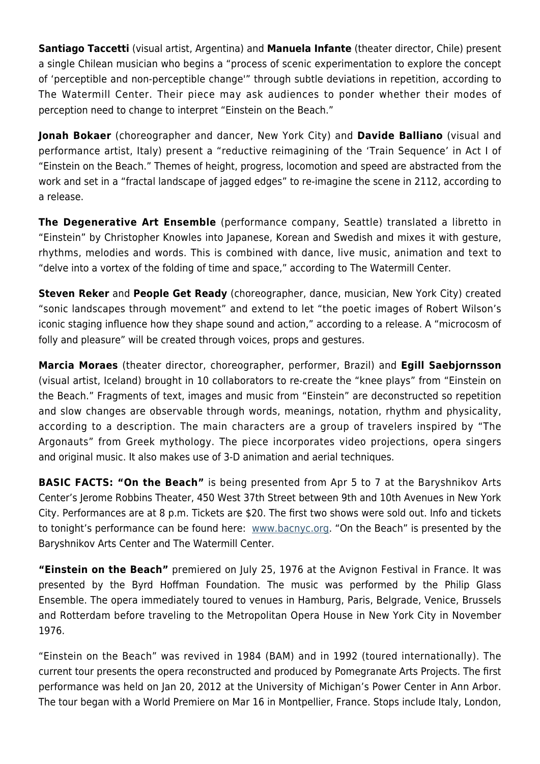**Santiago Taccetti** (visual artist, Argentina) and **Manuela Infante** (theater director, Chile) present a single Chilean musician who begins a "process of scenic experimentation to explore the concept of 'perceptible and non-perceptible change'" through subtle deviations in repetition, according to The Watermill Center. Their piece may ask audiences to ponder whether their modes of perception need to change to interpret "Einstein on the Beach."

**Jonah Bokaer** (choreographer and dancer, New York City) and **Davide Balliano** (visual and performance artist, Italy) present a "reductive reimagining of the 'Train Sequence' in Act I of "Einstein on the Beach." Themes of height, progress, locomotion and speed are abstracted from the work and set in a "fractal landscape of jagged edges" to re-imagine the scene in 2112, according to a release.

**The Degenerative Art Ensemble** (performance company, Seattle) translated a libretto in "Einstein" by Christopher Knowles into Japanese, Korean and Swedish and mixes it with gesture, rhythms, melodies and words. This is combined with dance, live music, animation and text to "delve into a vortex of the folding of time and space," according to The Watermill Center.

**Steven Reker** and **People Get Ready** (choreographer, dance, musician, New York City) created "sonic landscapes through movement" and extend to let "the poetic images of Robert Wilson's iconic staging influence how they shape sound and action," according to a release. A "microcosm of folly and pleasure" will be created through voices, props and gestures.

**Marcia Moraes** (theater director, choreographer, performer, Brazil) and **Egill Saebjornsson** (visual artist, Iceland) brought in 10 collaborators to re-create the "knee plays" from "Einstein on the Beach." Fragments of text, images and music from "Einstein" are deconstructed so repetition and slow changes are observable through words, meanings, notation, rhythm and physicality, according to a description. The main characters are a group of travelers inspired by "The Argonauts" from Greek mythology. The piece incorporates video projections, opera singers and original music. It also makes use of 3-D animation and aerial techniques.

**BASIC FACTS: "On the Beach"** is being presented from Apr 5 to 7 at the Baryshnikov Arts Center's Jerome Robbins Theater, 450 West 37th Street between 9th and 10th Avenues in New York City. Performances are at 8 p.m. Tickets are $20. The first two shows were sold out. Info and tickets to tonight's performance can be found here: [www.bacnyc.org](www.bacnyc.org). "On the Beach" is presented by the Baryshnikov Arts Center and The Watermill Center.

**"Einstein on the Beach"** premiered on July 25, 1976 at the Avignon Festival in France. It was presented by the Byrd Hoffman Foundation. The music was performed by the Philip Glass Ensemble. The opera immediately toured to venues in Hamburg, Paris, Belgrade, Venice, Brussels and Rotterdam before traveling to the Metropolitan Opera House in New York City in November 1976.

"Einstein on the Beach" was revived in 1984 (BAM) and in 1992 (toured internationally). The current tour presents the opera reconstructed and produced by Pomegranate Arts Projects. The first performance was held on Jan 20, 2012 at the University of Michigan's Power Center in Ann Arbor. The tour began with a World Premiere on Mar 16 in Montpellier, France. Stops include Italy, London,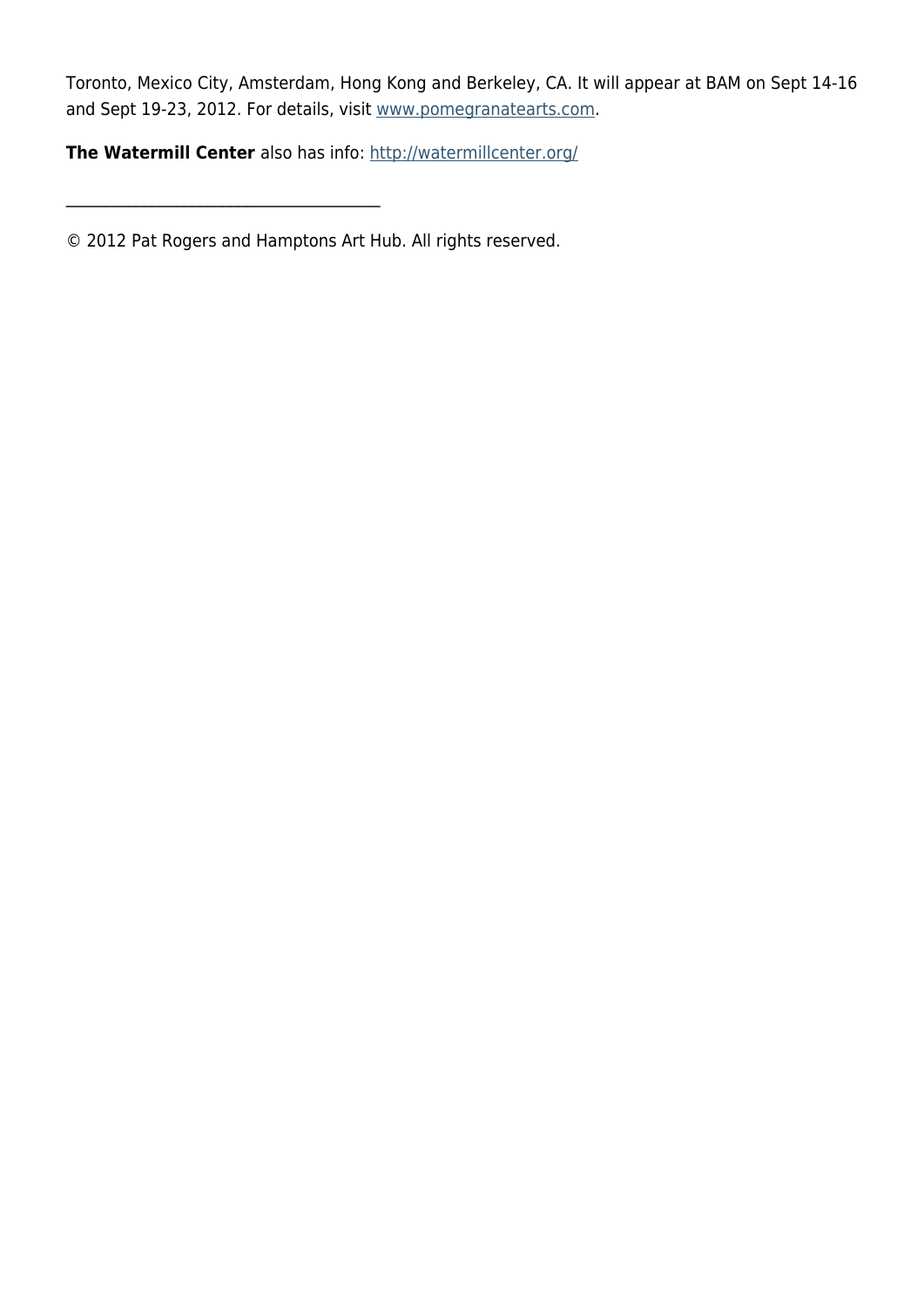Toronto, Mexico City, Amsterdam, Hong Kong and Berkeley, CA. It will appear at BAM on Sept 14-16 and Sept 19-23, 2012. For details, visit [www.pomegranatearts.com](http://www.pomegranatearts.com).

**The Watermill Center** also has info: [http://watermillcenter.org/](http://watermillcenter.org/)

---

© 2012 Pat Rogers and Hamptons Art Hub. All rights reserved.